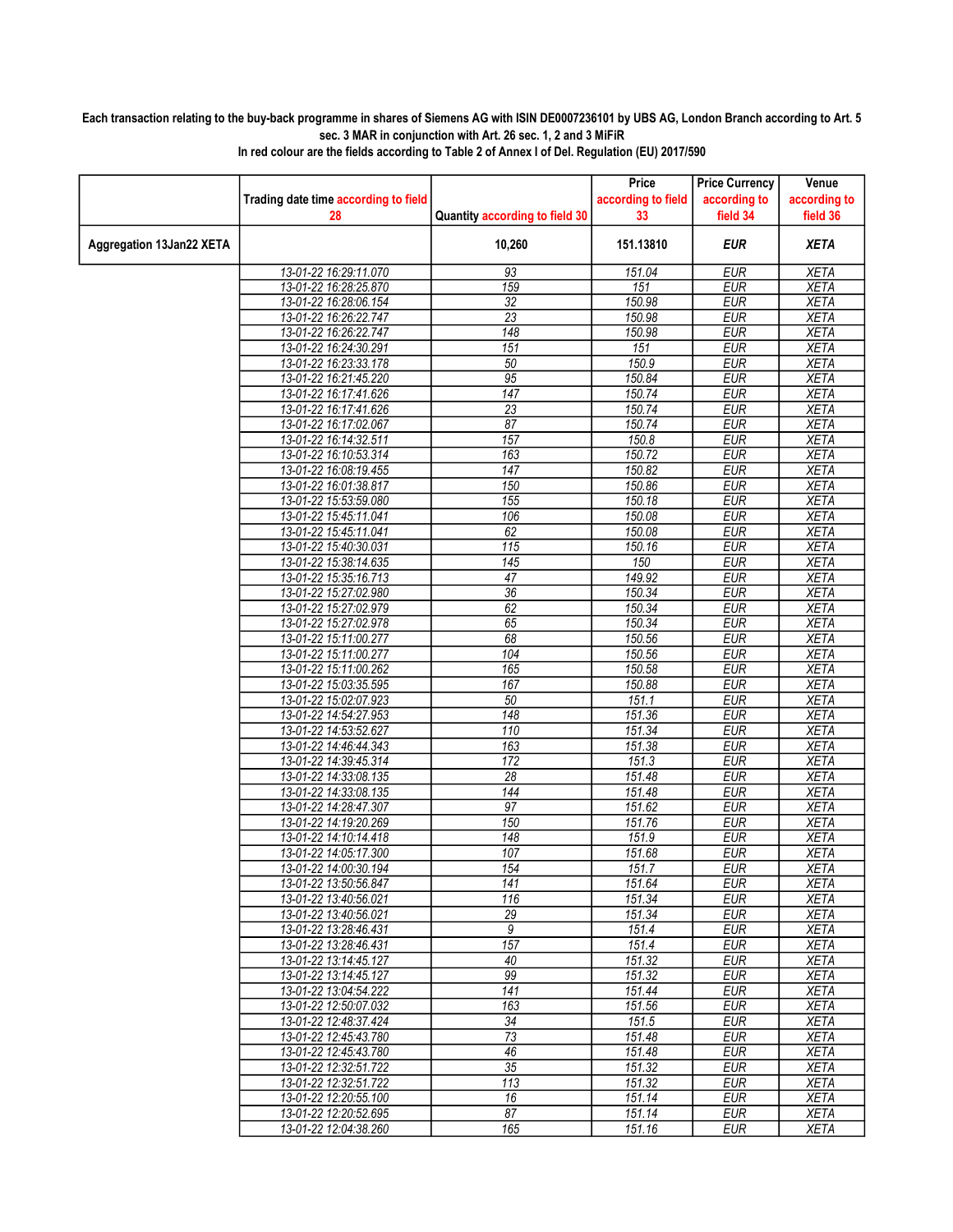**Each transaction relating to the buy-back programme in shares of Siemens AG with ISIN DE0007236101 by UBS AG, London Branch according to Art. 5 sec. 3 MAR in conjunction with Art. 26 sec. 1, 2 and 3 MiFiR**

**In red colour are the fields according to Table 2 of Annex I of Del. Regulation (EU) 2017/590**

| | Trading date time according to field 28 | Quantity according to field 30 | Price according to field 33 | Price Currency according to field 34 | Venue according to field 36 |
|---|---|---|---|---|---|
| **Aggregation 13Jan22 XETA** | | **10,260** | **151.13810** | ***EUR*** | ***XETA*** |
| | 13-01-22 16:29:11.070 | 93 | 151.04 | EUR | XETA |
| | 13-01-22 16:28:25.870 | 159 | 151 | EUR | XETA |
| | 13-01-22 16:28:06.154 | 32 | 150.98 | EUR | XETA |
| | 13-01-22 16:26:22.747 | 23 | 150.98 | EUR | XETA |
| | 13-01-22 16:26:22.747 | 148 | 150.98 | EUR | XETA |
| | 13-01-22 16:24:30.291 | 151 | 151 | EUR | XETA |
| | 13-01-22 16:23:33.178 | 50 | 150.9 | EUR | XETA |
| | 13-01-22 16:21:45.220 | 95 | 150.84 | EUR | XETA |
| | 13-01-22 16:17:41.626 | 147 | 150.74 | EUR | XETA |
| | 13-01-22 16:17:41.626 | 23 | 150.74 | EUR | XETA |
| | 13-01-22 16:17:02.067 | 87 | 150.74 | EUR | XETA |
| | 13-01-22 16:14:32.511 | 157 | 150.8 | EUR | XETA |
| | 13-01-22 16:10:53.314 | 163 | 150.72 | EUR | XETA |
| | 13-01-22 16:08:19.455 | 147 | 150.82 | EUR | XETA |
| | 13-01-22 16:01:38.817 | 150 | 150.86 | EUR | XETA |
| | 13-01-22 15:53:59.080 | 155 | 150.18 | EUR | XETA |
| | 13-01-22 15:45:11.041 | 106 | 150.08 | EUR | XETA |
| | 13-01-22 15:45:11.041 | 62 | 150.08 | EUR | XETA |
| | 13-01-22 15:40:30.031 | 115 | 150.16 | EUR | XETA |
| | 13-01-22 15:38:14.635 | 145 | 150 | EUR | XETA |
| | 13-01-22 15:35:16.713 | 47 | 149.92 | EUR | XETA |
| | 13-01-22 15:27:02.980 | 36 | 150.34 | EUR | XETA |
| | 13-01-22 15:27:02.979 | 62 | 150.34 | EUR | XETA |
| | 13-01-22 15:27:02.978 | 65 | 150.34 | EUR | XETA |
| | 13-01-22 15:11:00.277 | 68 | 150.56 | EUR | XETA |
| | 13-01-22 15:11:00.277 | 104 | 150.56 | EUR | XETA |
| | 13-01-22 15:11:00.262 | 165 | 150.58 | EUR | XETA |
| | 13-01-22 15:03:35.595 | 167 | 150.88 | EUR | XETA |
| | 13-01-22 15:02:07.923 | 50 | 151.1 | EUR | XETA |
| | 13-01-22 14:54:27.953 | 148 | 151.36 | EUR | XETA |
| | 13-01-22 14:53:52.627 | 110 | 151.34 | EUR | XETA |
| | 13-01-22 14:46:44.343 | 163 | 151.38 | EUR | XETA |
| | 13-01-22 14:39:45.314 | 172 | 151.3 | EUR | XETA |
| | 13-01-22 14:33:08.135 | 28 | 151.48 | EUR | XETA |
| | 13-01-22 14:33:08.135 | 144 | 151.48 | EUR | XETA |
| | 13-01-22 14:28:47.307 | 97 | 151.62 | EUR | XETA |
| | 13-01-22 14:19:20.269 | 150 | 151.76 | EUR | XETA |
| | 13-01-22 14:10:14.418 | 148 | 151.9 | EUR | XETA |
| | 13-01-22 14:05:17.300 | 107 | 151.68 | EUR | XETA |
| | 13-01-22 14:00:30.194 | 154 | 151.7 | EUR | XETA |
| | 13-01-22 13:50:56.847 | 141 | 151.64 | EUR | XETA |
| | 13-01-22 13:40:56.021 | 116 | 151.34 | EUR | XETA |
| | 13-01-22 13:40:56.021 | 29 | 151.34 | EUR | XETA |
| | 13-01-22 13:28:46.431 | 9 | 151.4 | EUR | XETA |
| | 13-01-22 13:28:46.431 | 157 | 151.4 | EUR | XETA |
| | 13-01-22 13:14:45.127 | 40 | 151.32 | EUR | XETA |
| | 13-01-22 13:14:45.127 | 99 | 151.32 | EUR | XETA |
| | 13-01-22 13:04:54.222 | 141 | 151.44 | EUR | XETA |
| | 13-01-22 12:50:07.032 | 163 | 151.56 | EUR | XETA |
| | 13-01-22 12:48:37.424 | 34 | 151.5 | EUR | XETA |
| | 13-01-22 12:45:43.780 | 73 | 151.48 | EUR | XETA |
| | 13-01-22 12:45:43.780 | 46 | 151.48 | EUR | XETA |
| | 13-01-22 12:32:51.722 | 35 | 151.32 | EUR | XETA |
| | 13-01-22 12:32:51.722 | 113 | 151.32 | EUR | XETA |
| | 13-01-22 12:20:55.100 | 16 | 151.14 | EUR | XETA |
| | 13-01-22 12:20:52.695 | 87 | 151.14 | EUR | XETA |
| | 13-01-22 12:04:38.260 | 165 | 151.16 | EUR | XETA |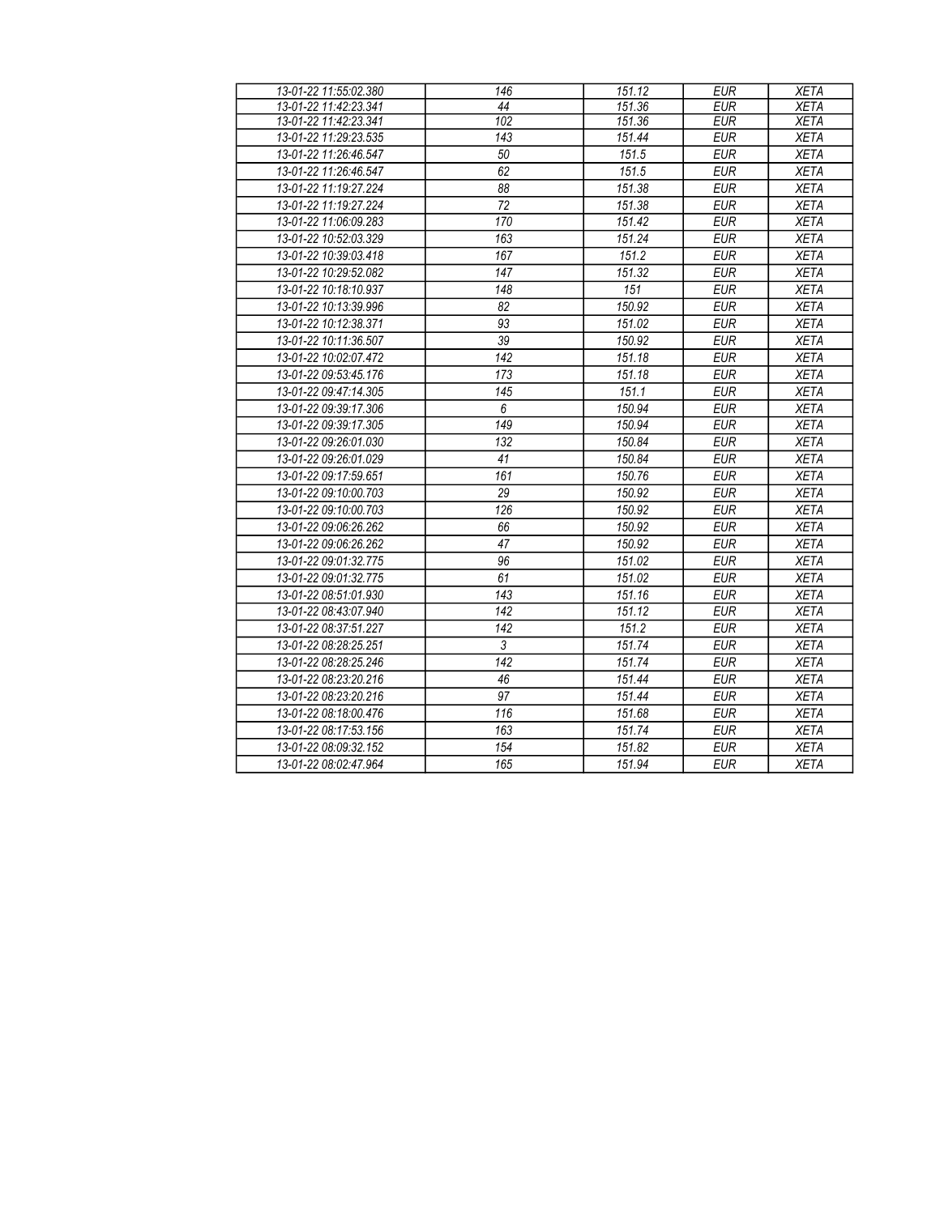| 13-01-22 11:55:02.380 | 146 | 151.12 | EUR | XETA |
|---|---|---|---|---|
| 13-01-22 11:42:23.341 | 44 | 151.36 | EUR | XETA |
| 13-01-22 11:42:23.341 | 102 | 151.36 | EUR | XETA |
| 13-01-22 11:29:23.535 | 143 | 151.44 | EUR | XETA |
| 13-01-22 11:26:46.547 | 50 | 151.5 | EUR | XETA |
| 13-01-22 11:26:46.547 | 62 | 151.5 | EUR | XETA |
| 13-01-22 11:19:27.224 | 88 | 151.38 | EUR | XETA |
| 13-01-22 11:19:27.224 | 72 | 151.38 | EUR | XETA |
| 13-01-22 11:06:09.283 | 170 | 151.42 | EUR | XETA |
| 13-01-22 10:52:03.329 | 163 | 151.24 | EUR | XETA |
| 13-01-22 10:39:03.418 | 167 | 151.2 | EUR | XETA |
| 13-01-22 10:29:52.082 | 147 | 151.32 | EUR | XETA |
| 13-01-22 10:18:10.937 | 148 | 151 | EUR | XETA |
| 13-01-22 10:13:39.996 | 82 | 150.92 | EUR | XETA |
| 13-01-22 10:12:38.371 | 93 | 151.02 | EUR | XETA |
| 13-01-22 10:11:36.507 | 39 | 150.92 | EUR | XETA |
| 13-01-22 10:02:07.472 | 142 | 151.18 | EUR | XETA |
| 13-01-22 09:53:45.176 | 173 | 151.18 | EUR | XETA |
| 13-01-22 09:47:14.305 | 145 | 151.1 | EUR | XETA |
| 13-01-22 09:39:17.306 | 6 | 150.94 | EUR | XETA |
| 13-01-22 09:39:17.305 | 149 | 150.94 | EUR | XETA |
| 13-01-22 09:26:01.030 | 132 | 150.84 | EUR | XETA |
| 13-01-22 09:26:01.029 | 41 | 150.84 | EUR | XETA |
| 13-01-22 09:17:59.651 | 161 | 150.76 | EUR | XETA |
| 13-01-22 09:10:00.703 | 29 | 150.92 | EUR | XETA |
| 13-01-22 09:10:00.703 | 126 | 150.92 | EUR | XETA |
| 13-01-22 09:06:26.262 | 66 | 150.92 | EUR | XETA |
| 13-01-22 09:06:26.262 | 47 | 150.92 | EUR | XETA |
| 13-01-22 09:01:32.775 | 96 | 151.02 | EUR | XETA |
| 13-01-22 09:01:32.775 | 61 | 151.02 | EUR | XETA |
| 13-01-22 08:51:01.930 | 143 | 151.16 | EUR | XETA |
| 13-01-22 08:43:07.940 | 142 | 151.12 | EUR | XETA |
| 13-01-22 08:37:51.227 | 142 | 151.2 | EUR | XETA |
| 13-01-22 08:28:25.251 | 3 | 151.74 | EUR | XETA |
| 13-01-22 08:28:25.246 | 142 | 151.74 | EUR | XETA |
| 13-01-22 08:23:20.216 | 46 | 151.44 | EUR | XETA |
| 13-01-22 08:23:20.216 | 97 | 151.44 | EUR | XETA |
| 13-01-22 08:18:00.476 | 116 | 151.68 | EUR | XETA |
| 13-01-22 08:17:53.156 | 163 | 151.74 | EUR | XETA |
| 13-01-22 08:09:32.152 | 154 | 151.82 | EUR | XETA |
| 13-01-22 08:02:47.964 | 165 | 151.94 | EUR | XETA |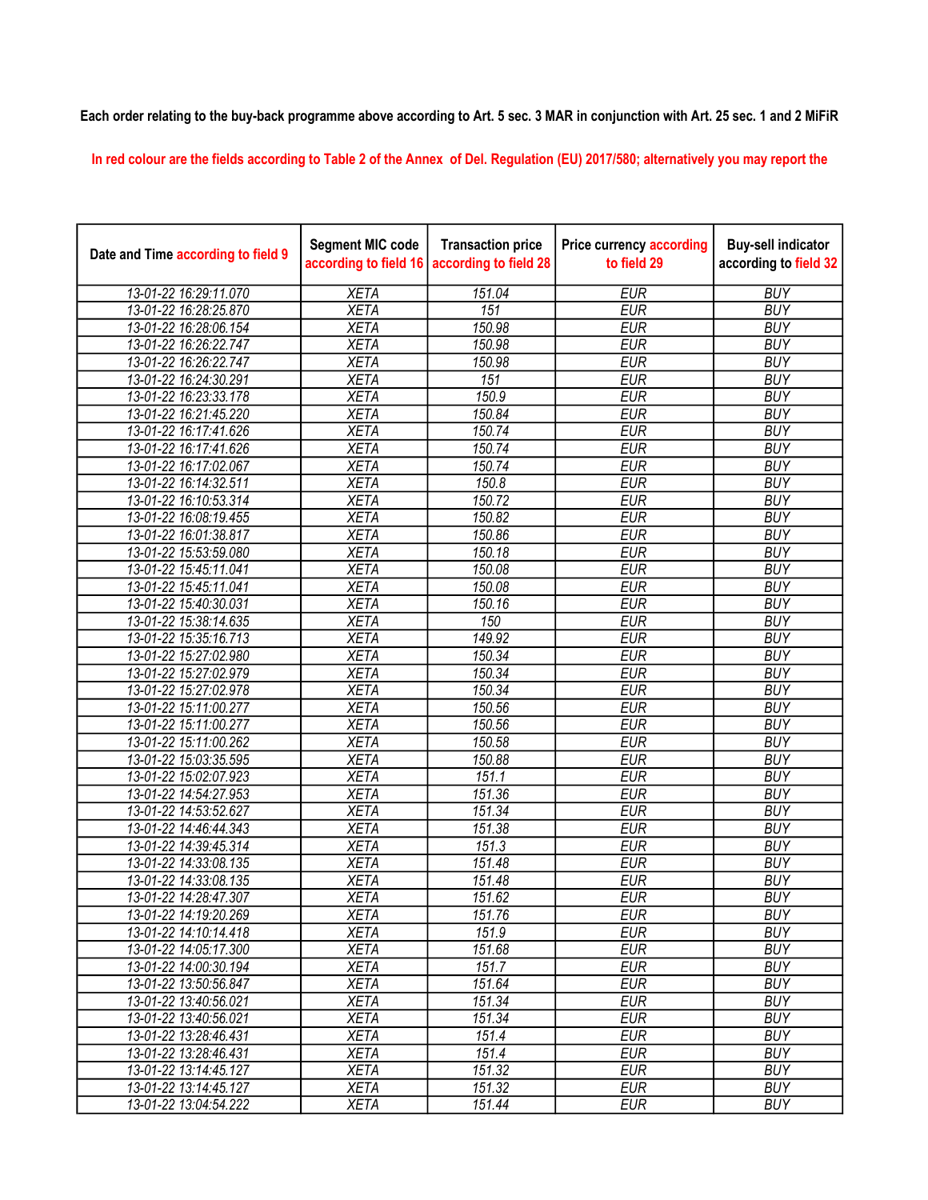**Each order relating to the buy-back programme above according to Art. 5 sec. 3 MAR in conjunction with Art. 25 sec. 1 and 2 MiFiR**

In red colour are the fields according to Table 2 of the Annex of Del. Regulation (EU) 2017/580; alternatively you may report the

| Date and Time according to field 9 | Segment MIC code according to field 16 | Transaction price according to field 28 | Price currency according to field 29 | Buy-sell indicator according to field 32 |
|---|---|---|---|---|
| 13-01-22 16:29:11.070 | XETA | 151.04 | EUR | BUY |
| 13-01-22 16:28:25.870 | XETA | 151 | EUR | BUY |
| 13-01-22 16:28:06.154 | XETA | 150.98 | EUR | BUY |
| 13-01-22 16:26:22.747 | XETA | 150.98 | EUR | BUY |
| 13-01-22 16:26:22.747 | XETA | 150.98 | EUR | BUY |
| 13-01-22 16:24:30.291 | XETA | 151 | EUR | BUY |
| 13-01-22 16:23:33.178 | XETA | 150.9 | EUR | BUY |
| 13-01-22 16:21:45.220 | XETA | 150.84 | EUR | BUY |
| 13-01-22 16:17:41.626 | XETA | 150.74 | EUR | BUY |
| 13-01-22 16:17:41.626 | XETA | 150.74 | EUR | BUY |
| 13-01-22 16:17:02.067 | XETA | 150.74 | EUR | BUY |
| 13-01-22 16:14:32.511 | XETA | 150.8 | EUR | BUY |
| 13-01-22 16:10:53.314 | XETA | 150.72 | EUR | BUY |
| 13-01-22 16:08:19.455 | XETA | 150.82 | EUR | BUY |
| 13-01-22 16:01:38.817 | XETA | 150.86 | EUR | BUY |
| 13-01-22 15:53:59.080 | XETA | 150.18 | EUR | BUY |
| 13-01-22 15:45:11.041 | XETA | 150.08 | EUR | BUY |
| 13-01-22 15:45:11.041 | XETA | 150.08 | EUR | BUY |
| 13-01-22 15:40:30.031 | XETA | 150.16 | EUR | BUY |
| 13-01-22 15:38:14.635 | XETA | 150 | EUR | BUY |
| 13-01-22 15:35:16.713 | XETA | 149.92 | EUR | BUY |
| 13-01-22 15:27:02.980 | XETA | 150.34 | EUR | BUY |
| 13-01-22 15:27:02.979 | XETA | 150.34 | EUR | BUY |
| 13-01-22 15:27:02.978 | XETA | 150.34 | EUR | BUY |
| 13-01-22 15:11:00.277 | XETA | 150.56 | EUR | BUY |
| 13-01-22 15:11:00.277 | XETA | 150.56 | EUR | BUY |
| 13-01-22 15:11:00.262 | XETA | 150.58 | EUR | BUY |
| 13-01-22 15:03:35.595 | XETA | 150.88 | EUR | BUY |
| 13-01-22 15:02:07.923 | XETA | 151.1 | EUR | BUY |
| 13-01-22 14:54:27.953 | XETA | 151.36 | EUR | BUY |
| 13-01-22 14:53:52.627 | XETA | 151.34 | EUR | BUY |
| 13-01-22 14:46:44.343 | XETA | 151.38 | EUR | BUY |
| 13-01-22 14:39:45.314 | XETA | 151.3 | EUR | BUY |
| 13-01-22 14:33:08.135 | XETA | 151.48 | EUR | BUY |
| 13-01-22 14:33:08.135 | XETA | 151.48 | EUR | BUY |
| 13-01-22 14:28:47.307 | XETA | 151.62 | EUR | BUY |
| 13-01-22 14:19:20.269 | XETA | 151.76 | EUR | BUY |
| 13-01-22 14:10:14.418 | XETA | 151.9 | EUR | BUY |
| 13-01-22 14:05:17.300 | XETA | 151.68 | EUR | BUY |
| 13-01-22 14:00:30.194 | XETA | 151.7 | EUR | BUY |
| 13-01-22 13:50:56.847 | XETA | 151.64 | EUR | BUY |
| 13-01-22 13:40:56.021 | XETA | 151.34 | EUR | BUY |
| 13-01-22 13:40:56.021 | XETA | 151.34 | EUR | BUY |
| 13-01-22 13:28:46.431 | XETA | 151.4 | EUR | BUY |
| 13-01-22 13:28:46.431 | XETA | 151.4 | EUR | BUY |
| 13-01-22 13:14:45.127 | XETA | 151.32 | EUR | BUY |
| 13-01-22 13:14:45.127 | XETA | 151.32 | EUR | BUY |
| 13-01-22 13:04:54.222 | XETA | 151.44 | EUR | BUY |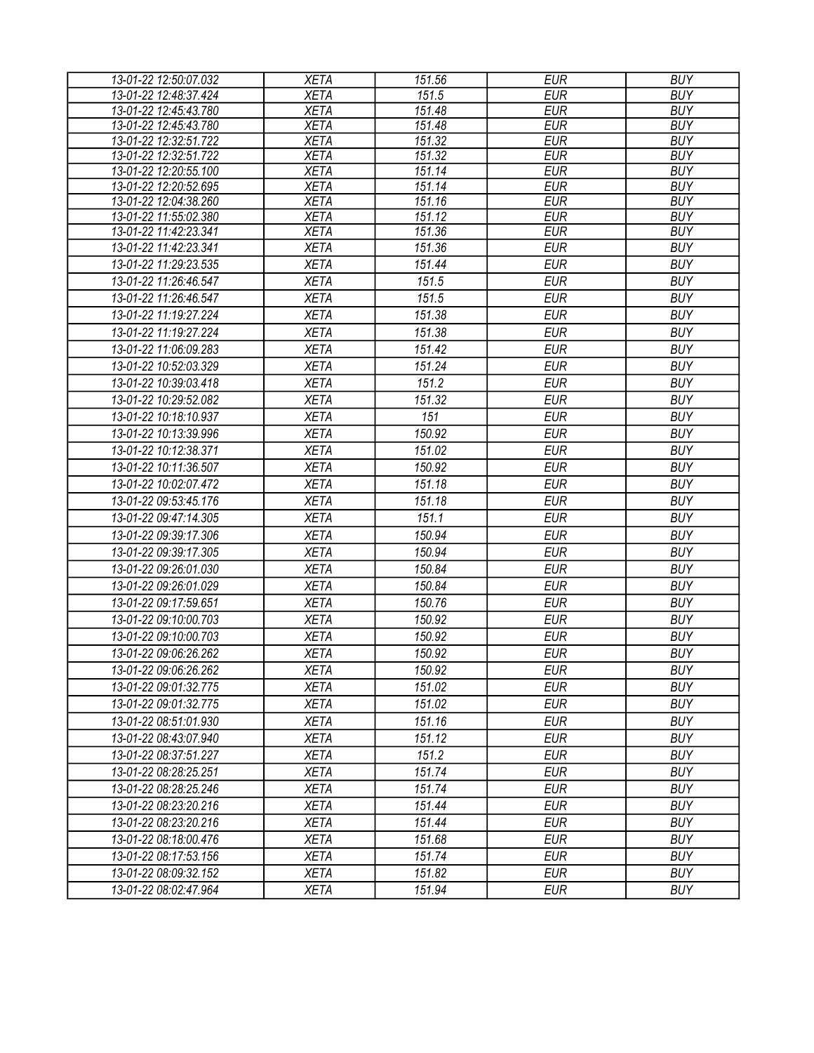| | | | | |
|---|---|---|---|---|
| 13-01-22 12:50:07.032 | XETA | 151.56 | EUR | BUY |
| 13-01-22 12:48:37.424 | XETA | 151.5 | EUR | BUY |
| 13-01-22 12:45:43.780 | XETA | 151.48 | EUR | BUY |
| 13-01-22 12:45:43.780 | XETA | 151.48 | EUR | BUY |
| 13-01-22 12:32:51.722 | XETA | 151.32 | EUR | BUY |
| 13-01-22 12:32:51.722 | XETA | 151.32 | EUR | BUY |
| 13-01-22 12:20:55.100 | XETA | 151.14 | EUR | BUY |
| 13-01-22 12:20:52.695 | XETA | 151.14 | EUR | BUY |
| 13-01-22 12:04:38.260 | XETA | 151.16 | EUR | BUY |
| 13-01-22 11:55:02.380 | XETA | 151.12 | EUR | BUY |
| 13-01-22 11:42:23.341 | XETA | 151.36 | EUR | BUY |
| 13-01-22 11:42:23.341 | XETA | 151.36 | EUR | BUY |
| 13-01-22 11:29:23.535 | XETA | 151.44 | EUR | BUY |
| 13-01-22 11:26:46.547 | XETA | 151.5 | EUR | BUY |
| 13-01-22 11:26:46.547 | XETA | 151.5 | EUR | BUY |
| 13-01-22 11:19:27.224 | XETA | 151.38 | EUR | BUY |
| 13-01-22 11:19:27.224 | XETA | 151.38 | EUR | BUY |
| 13-01-22 11:06:09.283 | XETA | 151.42 | EUR | BUY |
| 13-01-22 10:52:03.329 | XETA | 151.24 | EUR | BUY |
| 13-01-22 10:39:03.418 | XETA | 151.2 | EUR | BUY |
| 13-01-22 10:29:52.082 | XETA | 151.32 | EUR | BUY |
| 13-01-22 10:18:10.937 | XETA | 151 | EUR | BUY |
| 13-01-22 10:13:39.996 | XETA | 150.92 | EUR | BUY |
| 13-01-22 10:12:38.371 | XETA | 151.02 | EUR | BUY |
| 13-01-22 10:11:36.507 | XETA | 150.92 | EUR | BUY |
| 13-01-22 10:02:07.472 | XETA | 151.18 | EUR | BUY |
| 13-01-22 09:53:45.176 | XETA | 151.18 | EUR | BUY |
| 13-01-22 09:47:14.305 | XETA | 151.1 | EUR | BUY |
| 13-01-22 09:39:17.306 | XETA | 150.94 | EUR | BUY |
| 13-01-22 09:39:17.305 | XETA | 150.94 | EUR | BUY |
| 13-01-22 09:26:01.030 | XETA | 150.84 | EUR | BUY |
| 13-01-22 09:26:01.029 | XETA | 150.84 | EUR | BUY |
| 13-01-22 09:17:59.651 | XETA | 150.76 | EUR | BUY |
| 13-01-22 09:10:00.703 | XETA | 150.92 | EUR | BUY |
| 13-01-22 09:10:00.703 | XETA | 150.92 | EUR | BUY |
| 13-01-22 09:06:26.262 | XETA | 150.92 | EUR | BUY |
| 13-01-22 09:06:26.262 | XETA | 150.92 | EUR | BUY |
| 13-01-22 09:01:32.775 | XETA | 151.02 | EUR | BUY |
| 13-01-22 09:01:32.775 | XETA | 151.02 | EUR | BUY |
| 13-01-22 08:51:01.930 | XETA | 151.16 | EUR | BUY |
| 13-01-22 08:43:07.940 | XETA | 151.12 | EUR | BUY |
| 13-01-22 08:37:51.227 | XETA | 151.2 | EUR | BUY |
| 13-01-22 08:28:25.251 | XETA | 151.74 | EUR | BUY |
| 13-01-22 08:28:25.246 | XETA | 151.74 | EUR | BUY |
| 13-01-22 08:23:20.216 | XETA | 151.44 | EUR | BUY |
| 13-01-22 08:23:20.216 | XETA | 151.44 | EUR | BUY |
| 13-01-22 08:18:00.476 | XETA | 151.68 | EUR | BUY |
| 13-01-22 08:17:53.156 | XETA | 151.74 | EUR | BUY |
| 13-01-22 08:09:32.152 | XETA | 151.82 | EUR | BUY |
| 13-01-22 08:02:47.964 | XETA | 151.94 | EUR | BUY |